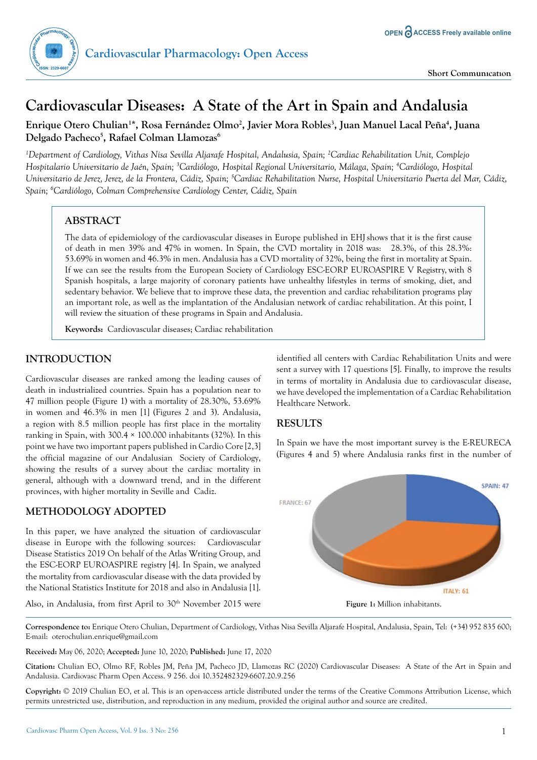# Cardiovascular Diseases: A State of the Art in Spain and Andalusia

**Enrique Otero Chulian[1]*, Rosa Fernández Olmo[2], Javier Mora Robles[3], Juan Manuel Lacal Peña[4], Juana Delgado Pacheco[5], Rafael Colman Llamozas[6]**

[1]*Department of Cardiology, Vithas Nisa Sevilla Aljarafe Hospital, Andalusia, Spain;* [2]*Cardiac Rehabilitation Unit, Complejo Hospitalario Universitario de Jaén, Spain;* [3]*Cardiólogo, Hospital Regional Universitario, Málaga, Spain;* [4]*Cardiólogo, Hospital Universitario de Jerez, Jerez, de la Frontera, Cádiz, Spain;* [5]*Cardiac Rehabilitation Nurse, Hospital Universitario Puerta del Mar, Cádiz, Spain;* [6]*Cardiólogo, Colman Comprehensive Cardiology Center, Cádiz, Spain*

## ABSTRACT

The data of epidemiology of the cardiovascular diseases in Europe published in EHJ shows that it is the first cause of death in men 39% and 47% in women. In Spain, the CVD mortality in 2018 was: 28.3%, of this 28.3%: 53.69% in women and 46.3% in men. Andalusia has a CVD mortality of 32%, being the first in mortality at Spain. If we can see the results from the European Society of Cardiology ESC-EORP EUROASPIRE V Registry, with 8 Spanish hospitals, a large majority of coronary patients have unhealthy lifestyles in terms of smoking, diet, and sedentary behavior. We believe that to improve these data, the prevention and cardiac rehabilitation programs play an important role, as well as the implantation of the Andalusian network of cardiac rehabilitation. At this point, I will review the situation of these programs in Spain and Andalusia.

**Keywords:** Cardiovascular diseases; Cardiac rehabilitation

## INTRODUCTION

Cardiovascular diseases are ranked among the leading causes of death in industrialized countries. Spain has a population near to 47 million people (Figure 1) with a mortality of 28.30%, 53.69% in women and 46.3% in men [1] (Figures 2 and 3). Andalusia, a region with 8.5 million people has first place in the mortality ranking in Spain, with 300.4 × 100.000 inhabitants (32%). In this point we have two important papers published in Cardio Core [2,3] the official magazine of our Andalusian Society of Cardiology, showing the results of a survey about the cardiac mortality in general, although with a downward trend, and in the different provinces, with higher mortality in Seville and Cadiz.

## METHODOLOGY ADOPTED

In this paper, we have analyzed the situation of cardiovascular disease in Europe with the following sources: Cardiovascular Disease Statistics 2019 On behalf of the Atlas Writing Group, and the ESC-EORP EUROASPIRE registry [4]. In Spain, we analyzed the mortality from cardiovascular disease with the data provided by the National Statistics Institute for 2018 and also in Andalusia [1].

Also, in Andalusia, from first April to 30th November 2015 were identified all centers with Cardiac Rehabilitation Units and were sent a survey with 17 questions [5]. Finally, to improve the results in terms of mortality in Andalusia due to cardiovascular disease, we have developed the implementation of a Cardiac Rehabilitation Healthcare Network.

## RESULTS

In Spain we have the most important survey is the E-REURECA (Figures 4 and 5) where Andalusia ranks first in the number of

SPAIN: 47

FRANCE: 67

ITALY: 61

**Figure 1:** Million inhabitants.

**Correspondence to:** Enrique Otero Chulian, Department of Cardiology, Vithas Nisa Sevilla Aljarafe Hospital, Andalusia, Spain, Tel: (+34) 952 835 600; E-mail: oterochulian.enrique@gmail.com

**Received:** May 06, 2020; **Accepted:** June 10, 2020; **Published:** June 17, 2020

**Citation:** Chulian EO, Olmo RF, Robles JM, Peña JM, Pacheco JD, Llamozas RC (2020) Cardiovascular Diseases: A State of the Art in Spain and Andalusia. Cardiovasc Pharm Open Access. 9 256. doi 10.352482329-6607.20.9.256

**Copyright:** © 2019 Chulian EO, et al. This is an open-access article distributed under the terms of the Creative Commons Attribution License, which permits unrestricted use, distribution, and reproduction in any medium, provided the original author and source are credited.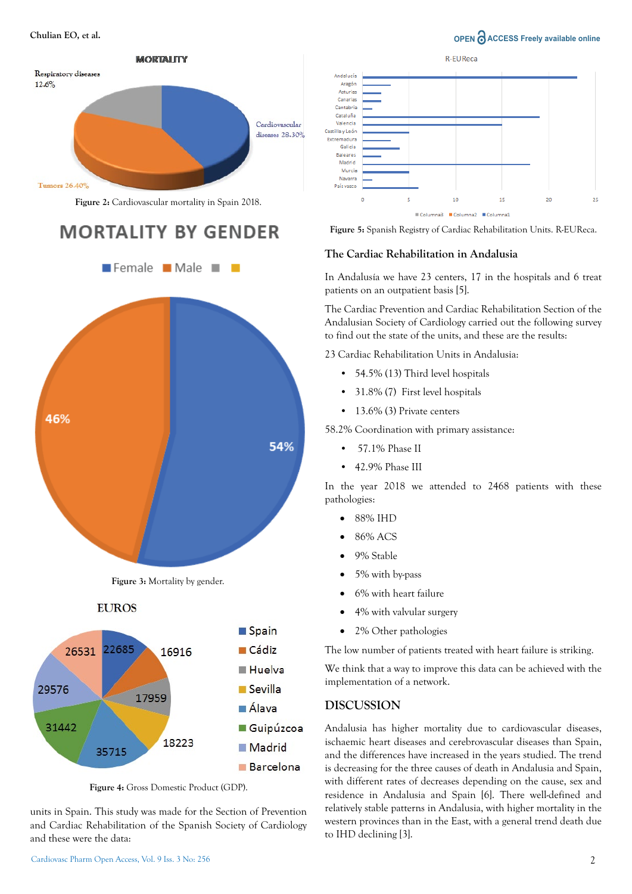Figure 2: Cardiovascular mortality in Spain 2018.

Figure 3: Mortality by gender.

Figure 4: Gross Domestic Product (GDP).

units in Spain. This study was made for the Section of Prevention and Cardiac Rehabilitation of the Spanish Society of Cardiology and these were the data:

Figure 5: Spanish Registry of Cardiac Rehabilitation Units. R-EUReca.

### The Cardiac Rehabilitation in Andalusia

In Andalusia we have 23 centers, 17 in the hospitals and 6 treat patients on an outpatient basis [5].

The Cardiac Prevention and Cardiac Rehabilitation Section of the Andalusian Society of Cardiology carried out the following survey to find out the state of the units, and these are the results:

23 Cardiac Rehabilitation Units in Andalusia:

- 54.5% (13) Third level hospitals
- 31.8% (7) First level hospitals
- 13.6% (3) Private centers

58.2% Coordination with primary assistance:

- 57.1% Phase II
- 42.9% Phase III

In the year 2018 we attended to 2468 patients with these pathologies:

- 88% IHD
- 86% ACS
- 9% Stable
- 5% with by-pass
- 6% with heart failure
- 4% with valvular surgery
- 2% Other pathologies

The low number of patients treated with heart failure is striking.

We think that a way to improve this data can be achieved with the implementation of a network.

## DISCUSSION

Andalusia has higher mortality due to cardiovascular diseases, ischaemic heart diseases and cerebrovascular diseases than Spain, and the differences have increased in the years studied. The trend is decreasing for the three causes of death in Andalusia and Spain, with different rates of decreases depending on the cause, sex and residence in Andalusia and Spain [6]. There well-defined and relatively stable patterns in Andalusia, with higher mortality in the western provinces than in the East, with a general trend death due to IHD declining [3].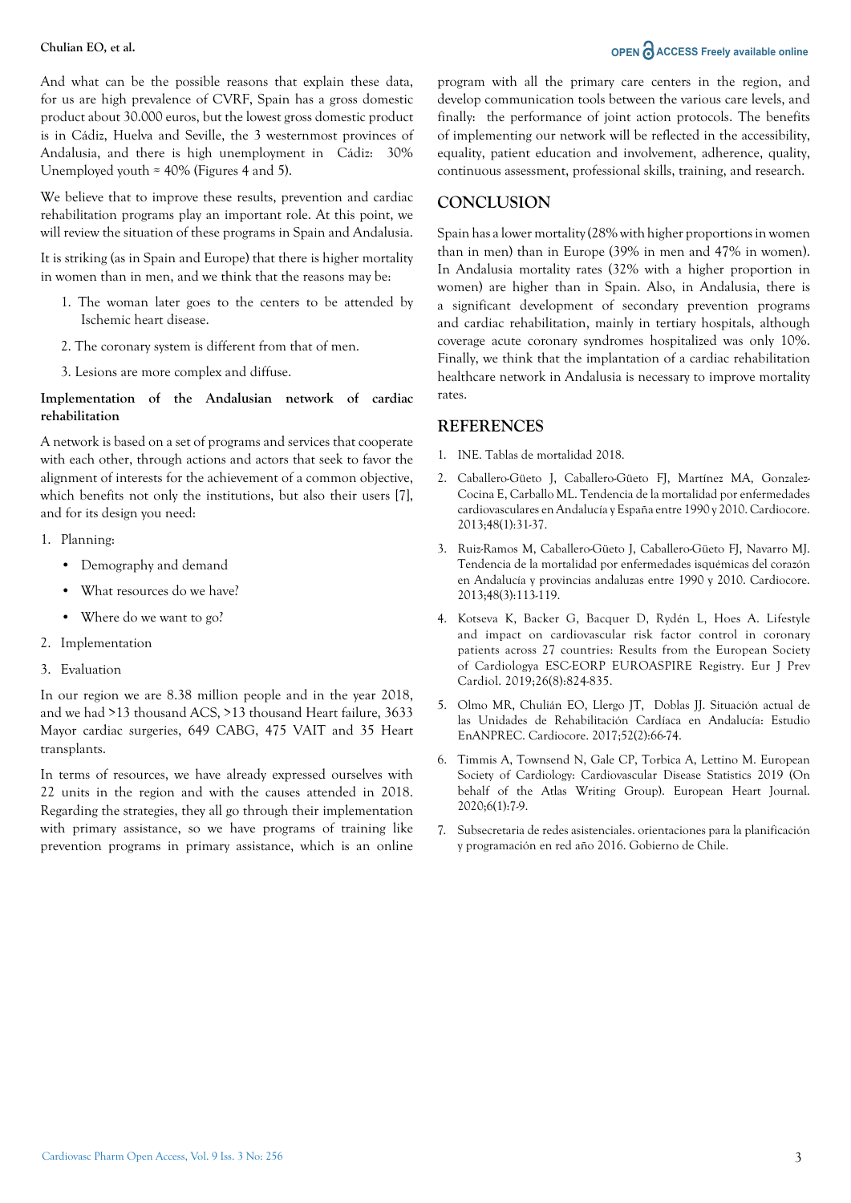And what can be the possible reasons that explain these data, for us are high prevalence of CVRF, Spain has a gross domestic product about 30.000 euros, but the lowest gross domestic product is in Cádiz, Huelva and Seville, the 3 westernmost provinces of Andalusia, and there is high unemployment in Cádiz: 30% Unemployed youth ≈ 40% (Figures 4 and 5).

We believe that to improve these results, prevention and cardiac rehabilitation programs play an important role. At this point, we will review the situation of these programs in Spain and Andalusia.

It is striking (as in Spain and Europe) that there is higher mortality in women than in men, and we think that the reasons may be:

1. The woman later goes to the centers to be attended by Ischemic heart disease.
2. The coronary system is different from that of men.
3. Lesions are more complex and diffuse.

**Implementation of the Andalusian network of cardiac rehabilitation**

A network is based on a set of programs and services that cooperate with each other, through actions and actors that seek to favor the alignment of interests for the achievement of a common objective, which benefits not only the institutions, but also their users [7], and for its design you need:

1. Planning:
   - Demography and demand
   - What resources do we have?
   - Where do we want to go?
2. Implementation
3. Evaluation

In our region we are 8.38 million people and in the year 2018, and we had >13 thousand ACS, >13 thousand Heart failure, 3633 Mayor cardiac surgeries, 649 CABG, 475 VAIT and 35 Heart transplants.

In terms of resources, we have already expressed ourselves with 22 units in the region and with the causes attended in 2018. Regarding the strategies, they all go through their implementation with primary assistance, so we have programs of training like prevention programs in primary assistance, which is an online program with all the primary care centers in the region, and develop communication tools between the various care levels, and finally: the performance of joint action protocols. The benefits of implementing our network will be reflected in the accessibility, equality, patient education and involvement, adherence, quality, continuous assessment, professional skills, training, and research.

## CONCLUSION

Spain has a lower mortality (28% with higher proportions in women than in men) than in Europe (39% in men and 47% in women). In Andalusia mortality rates (32% with a higher proportion in women) are higher than in Spain. Also, in Andalusia, there is a significant development of secondary prevention programs and cardiac rehabilitation, mainly in tertiary hospitals, although coverage acute coronary syndromes hospitalized was only 10%. Finally, we think that the implantation of a cardiac rehabilitation healthcare network in Andalusia is necessary to improve mortality rates.

## REFERENCES

1. INE. Tablas de mortalidad 2018.
2. Caballero-Güeto J, Caballero-Güeto FJ, Martínez MA, Gonzalez-Cocina E, Carballo ML. Tendencia de la mortalidad por enfermedades cardiovasculares en Andalucía y España entre 1990 y 2010. Cardiocore. 2013;48(1):31-37.
3. Ruiz-Ramos M, Caballero-Güeto J, Caballero-Güeto FJ, Navarro MJ. Tendencia de la mortalidad por enfermedades isquémicas del corazón en Andalucía y provincias andaluzas entre 1990 y 2010. Cardiocore. 2013;48(3):113-119.
4. Kotseva K, Backer G, Bacquer D, Rydén L, Hoes A. Lifestyle and impact on cardiovascular risk factor control in coronary patients across 27 countries: Results from the European Society of Cardiologya ESC-EORP EUROASPIRE Registry. Eur J Prev Cardiol. 2019;26(8):824-835.
5. Olmo MR, Chulián EO, Llergo JT, Doblas JJ. Situación actual de las Unidades de Rehabilitación Cardíaca en Andalucía: Estudio EnANPREC. Cardiocore. 2017;52(2):66-74.
6. Timmis A, Townsend N, Gale CP, Torbica A, Lettino M. European Society of Cardiology: Cardiovascular Disease Statistics 2019 (On behalf of the Atlas Writing Group). European Heart Journal. 2020;6(1):7-9.
7. Subsecretaria de redes asistenciales. orientaciones para la planificación y programación en red año 2016. Gobierno de Chile.